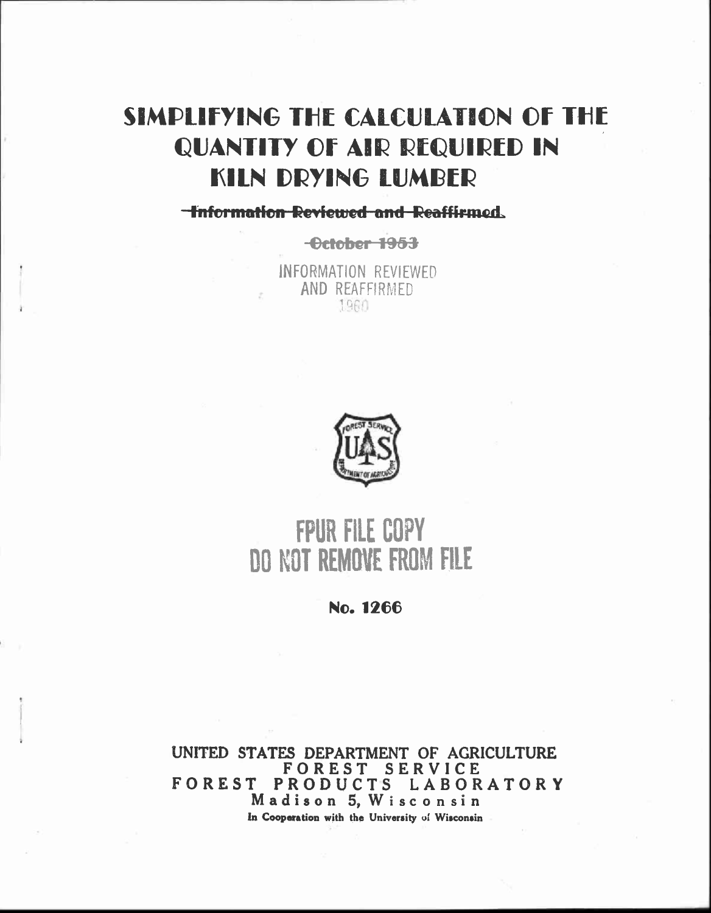# SIMPLIFYING THE CALCULATION OF THE QUANTITY OF AIR REQUIRED IN KILN DRYING LUMBER

~~Information Reviewed and Reaffirmed~~

~~October 1953~~

INFORMATION REVIEWED AND REAFFIRMED 1960

FPUR FILE COPY
DO NOT REMOVE FROM FILE

**No. 1266**

UNITED STATES DEPARTMENT OF AGRICULTURE
FOREST SERVICE
FOREST PRODUCTS LABORATORY
Madison 5, Wisconsin
In Cooperation with the University of Wisconsin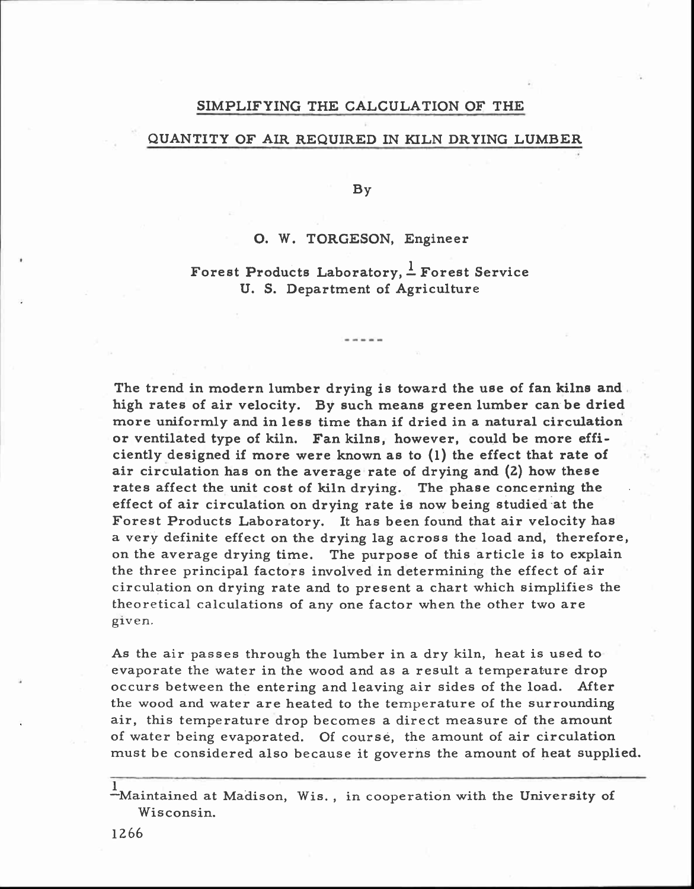# SIMPLIFYING THE CALCULATION OF THE QUANTITY OF AIR REQUIRED IN KILN DRYING LUMBER

By

O. W. TORGESON, Engineer

Forest Products Laboratory,[1] Forest Service
U. S. Department of Agriculture

-----

The trend in modern lumber drying is toward the use of fan kilns and high rates of air velocity. By such means green lumber can be dried more uniformly and in less time than if dried in a natural circulation or ventilated type of kiln. Fan kilns, however, could be more efficiently designed if more were known as to (1) the effect that rate of air circulation has on the average rate of drying and (2) how these rates affect the unit cost of kiln drying. The phase concerning the effect of air circulation on drying rate is now being studied at the Forest Products Laboratory. It has been found that air velocity has a very definite effect on the drying lag across the load and, therefore, on the average drying time. The purpose of this article is to explain the three principal factors involved in determining the effect of air circulation on drying rate and to present a chart which simplifies the theoretical calculations of any one factor when the other two are given.

As the air passes through the lumber in a dry kiln, heat is used to evaporate the water in the wood and as a result a temperature drop occurs between the entering and leaving air sides of the load. After the wood and water are heated to the temperature of the surrounding air, this temperature drop becomes a direct measure of the amount of water being evaporated. Of course, the amount of air circulation must be considered also because it governs the amount of heat supplied.

---

[1] Maintained at Madison, Wis., in cooperation with the University of Wisconsin.

1266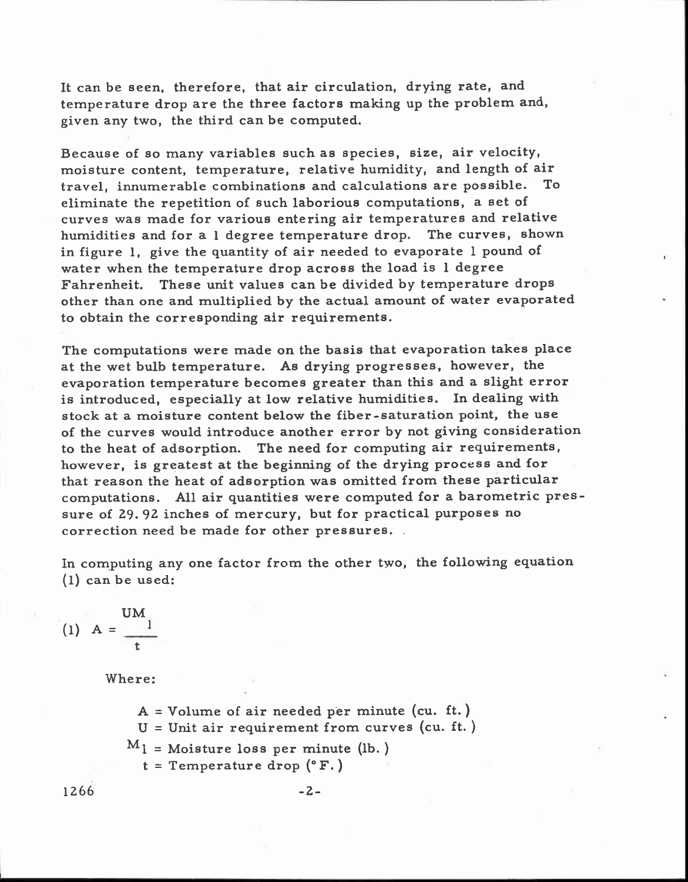It can be seen, therefore, that air circulation, drying rate, and temperature drop are the three factors making up the problem and, given any two, the third can be computed.

Because of so many variables such as species, size, air velocity, moisture content, temperature, relative humidity, and length of air travel, innumerable combinations and calculations are possible. To eliminate the repetition of such laborious computations, a set of curves was made for various entering air temperatures and relative humidities and for a 1 degree temperature drop. The curves, shown in figure 1, give the quantity of air needed to evaporate 1 pound of water when the temperature drop across the load is 1 degree Fahrenheit. These unit values can be divided by temperature drops other than one and multiplied by the actual amount of water evaporated to obtain the corresponding air requirements.

The computations were made on the basis that evaporation takes place at the wet bulb temperature. As drying progresses, however, the evaporation temperature becomes greater than this and a slight error is introduced, especially at low relative humidities. In dealing with stock at a moisture content below the fiber-saturation point, the use of the curves would introduce another error by not giving consideration to the heat of adsorption. The need for computing air requirements, however, is greatest at the beginning of the drying process and for that reason the heat of adsorption was omitted from these particular computations. All air quantities were computed for a barometric pressure of 29.92 inches of mercury, but for practical purposes no correction need be made for other pressures.

In computing any one factor from the other two, the following equation (1) can be used:

$$(1)\quad A = \frac{UM_l}{t}$$

Where:

$A$ = Volume of air needed per minute (cu. ft.)
$U$ = Unit air requirement from curves (cu. ft.)
$M_l$ = Moisture loss per minute (lb.)
$t$ = Temperature drop (°F.)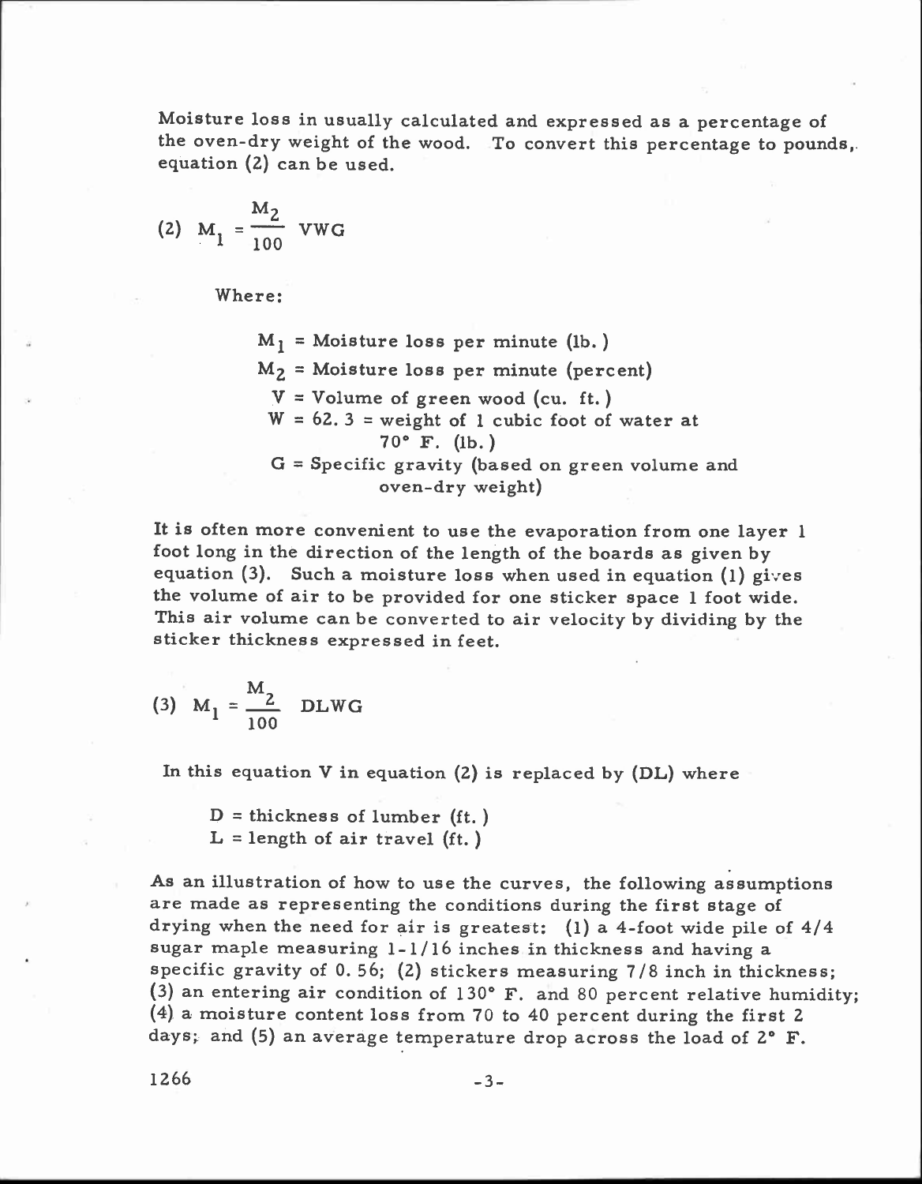Moisture loss in usually calculated and expressed as a percentage of the oven-dry weight of the wood. To convert this percentage to pounds, equation (2) can be used.

$$(2) \quad M_1 = \frac{M_2}{100} \text{ VWG}$$

Where:

- $M_1$ = Moisture loss per minute (lb.)
- $M_2$ = Moisture loss per minute (percent)
- $V$ = Volume of green wood (cu. ft.)
- $W$ = 62.3 = weight of 1 cubic foot of water at 70° F. (lb.)
- $G$ = Specific gravity (based on green volume and oven-dry weight)

It is often more convenient to use the evaporation from one layer 1 foot long in the direction of the length of the boards as given by equation (3). Such a moisture loss when used in equation (1) gives the volume of air to be provided for one sticker space 1 foot wide. This air volume can be converted to air velocity by dividing by the sticker thickness expressed in feet.

$$(3) \quad M_1 = \frac{M_2}{100} \text{ DLWG}$$

In this equation V in equation (2) is replaced by (DL) where

- $D$ = thickness of lumber (ft.)
- $L$ = length of air travel (ft.)

As an illustration of how to use the curves, the following assumptions are made as representing the conditions during the first stage of drying when the need for air is greatest: (1) a 4-foot wide pile of 4/4 sugar maple measuring 1-1/16 inches in thickness and having a specific gravity of 0.56; (2) stickers measuring 7/8 inch in thickness; (3) an entering air condition of 130° F. and 80 percent relative humidity; (4) a moisture content loss from 70 to 40 percent during the first 2 days; and (5) an average temperature drop across the load of 2° F.

1266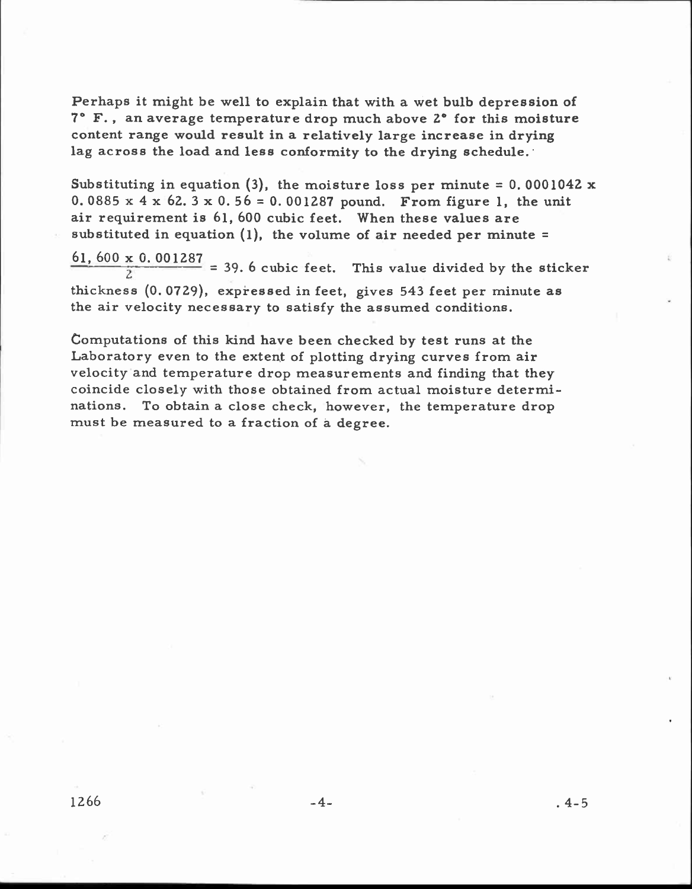Perhaps it might be well to explain that with a wet bulb depression of 7° F., an average temperature drop much above 2° for this moisture content range would result in a relatively large increase in drying lag across the load and less conformity to the drying schedule.

Substituting in equation (3), the moisture loss per minute = 0.0001042 x 0.0885 x 4 x 62.3 x 0.56 = 0.001287 pound. From figure 1, the unit air requirement is 61,600 cubic feet. When these values are substituted in equation (1), the volume of air needed per minute =

$$\frac{61,600 \times 0.001287}{2} = 39.6 \text{ cubic feet.}$$

This value divided by the sticker thickness (0.0729), expressed in feet, gives 543 feet per minute as the air velocity necessary to satisfy the assumed conditions.

Computations of this kind have been checked by test runs at the Laboratory even to the extent of plotting drying curves from air velocity and temperature drop measurements and finding that they coincide closely with those obtained from actual moisture determinations. To obtain a close check, however, the temperature drop must be measured to a fraction of a degree.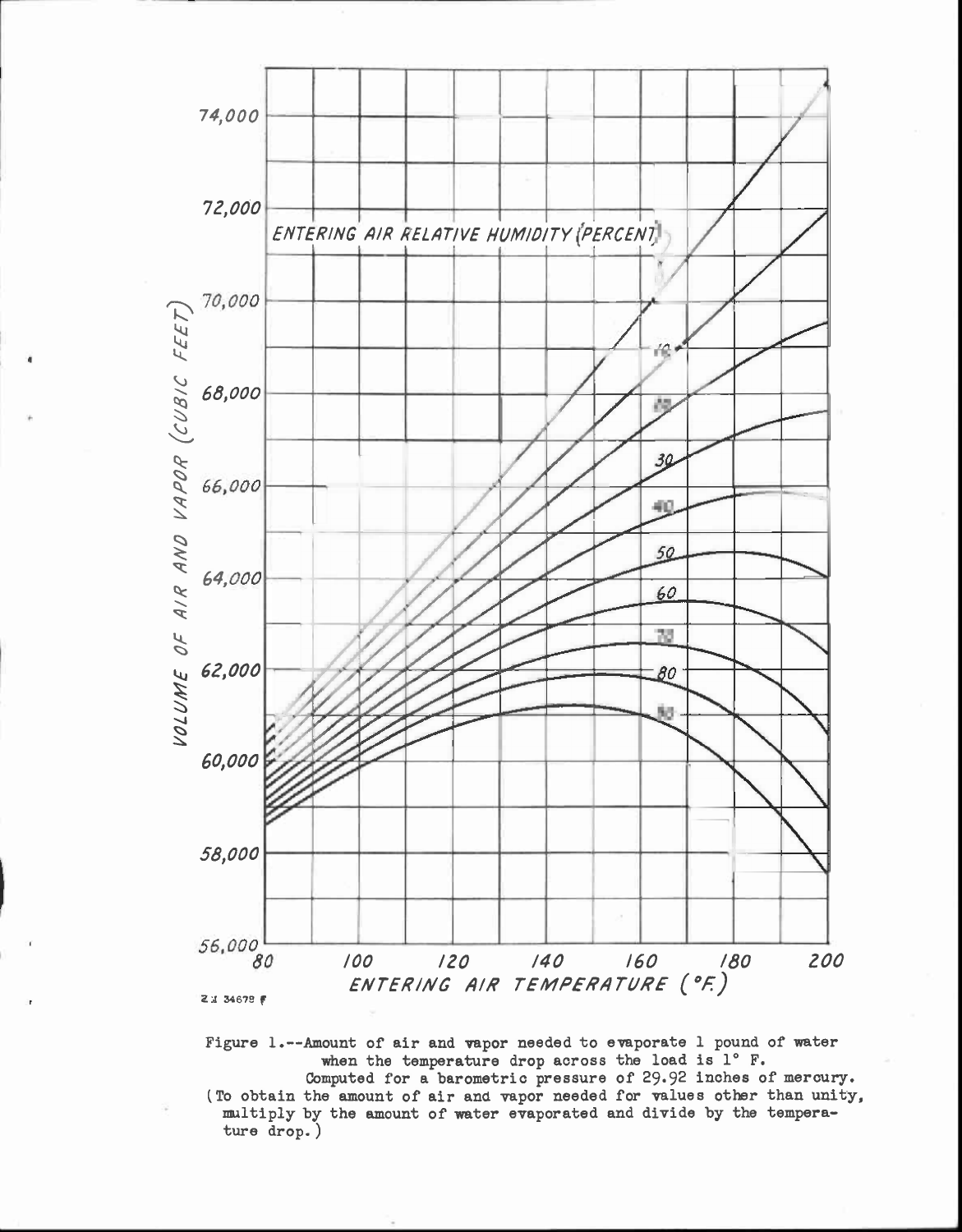74,000
72,000
70,000
68,000
66,000
64,000
62,000
60,000
58,000
56,000

VOLUME OF AIR AND VAPOR (CUBIC FEET)

ENTERING AIR RELATIVE HUMIDITY (PERCENT)

0
10
20
30
40
50
60
70
80
90

80
100
120
140
160
180
200

ENTERING AIR TEMPERATURE (°F.)

Z M 34678 F

Figure 1.--Amount of air and vapor needed to evaporate 1 pound of water when the temperature drop across the load is 1° F.
Computed for a barometric pressure of 29.92 inches of mercury.
(To obtain the amount of air and vapor needed for values other than unity, multiply by the amount of water evaporated and divide by the temperature drop.)